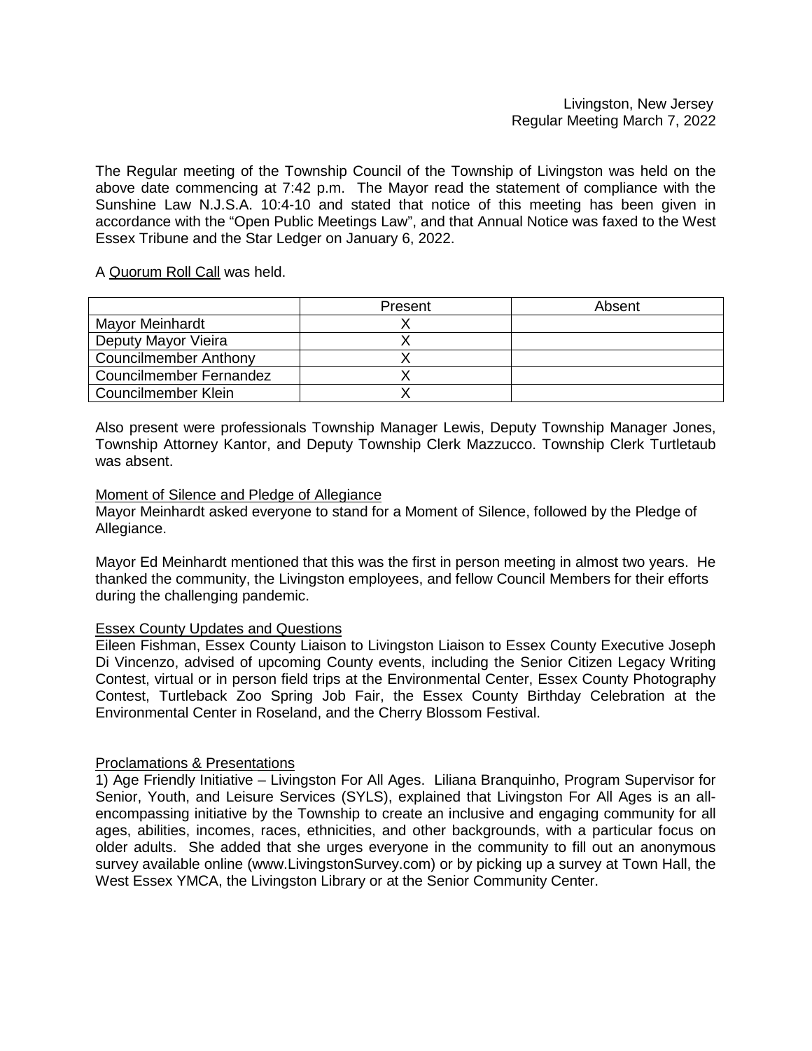Livingston, New Jersey
Regular Meeting March 7, 2022

The Regular meeting of the Township Council of the Township of Livingston was held on the above date commencing at 7:42 p.m. The Mayor read the statement of compliance with the Sunshine Law N.J.S.A. 10:4-10 and stated that notice of this meeting has been given in accordance with the "Open Public Meetings Law", and that Annual Notice was faxed to the West Essex Tribune and the Star Ledger on January 6, 2022.

A Quorum Roll Call was held.

| | Present | Absent |
|---|---|---|
| Mayor Meinhardt | X | |
| Deputy Mayor Vieira | X | |
| Councilmember Anthony | X | |
| Councilmember Fernandez | X | |
| Councilmember Klein | X | |

Also present were professionals Township Manager Lewis, Deputy Township Manager Jones, Township Attorney Kantor, and Deputy Township Clerk Mazzucco. Township Clerk Turtletaub was absent.

Moment of Silence and Pledge of Allegiance

Mayor Meinhardt asked everyone to stand for a Moment of Silence, followed by the Pledge of Allegiance.

Mayor Ed Meinhardt mentioned that this was the first in person meeting in almost two years. He thanked the community, the Livingston employees, and fellow Council Members for their efforts during the challenging pandemic.

Essex County Updates and Questions

Eileen Fishman, Essex County Liaison to Livingston Liaison to Essex County Executive Joseph Di Vincenzo, advised of upcoming County events, including the Senior Citizen Legacy Writing Contest, virtual or in person field trips at the Environmental Center, Essex County Photography Contest, Turtleback Zoo Spring Job Fair, the Essex County Birthday Celebration at the Environmental Center in Roseland, and the Cherry Blossom Festival.

Proclamations & Presentations

1) Age Friendly Initiative – Livingston For All Ages. Liliana Branquinho, Program Supervisor for Senior, Youth, and Leisure Services (SYLS), explained that Livingston For All Ages is an all-encompassing initiative by the Township to create an inclusive and engaging community for all ages, abilities, incomes, races, ethnicities, and other backgrounds, with a particular focus on older adults. She added that she urges everyone in the community to fill out an anonymous survey available online (www.LivingstonSurvey.com) or by picking up a survey at Town Hall, the West Essex YMCA, the Livingston Library or at the Senior Community Center.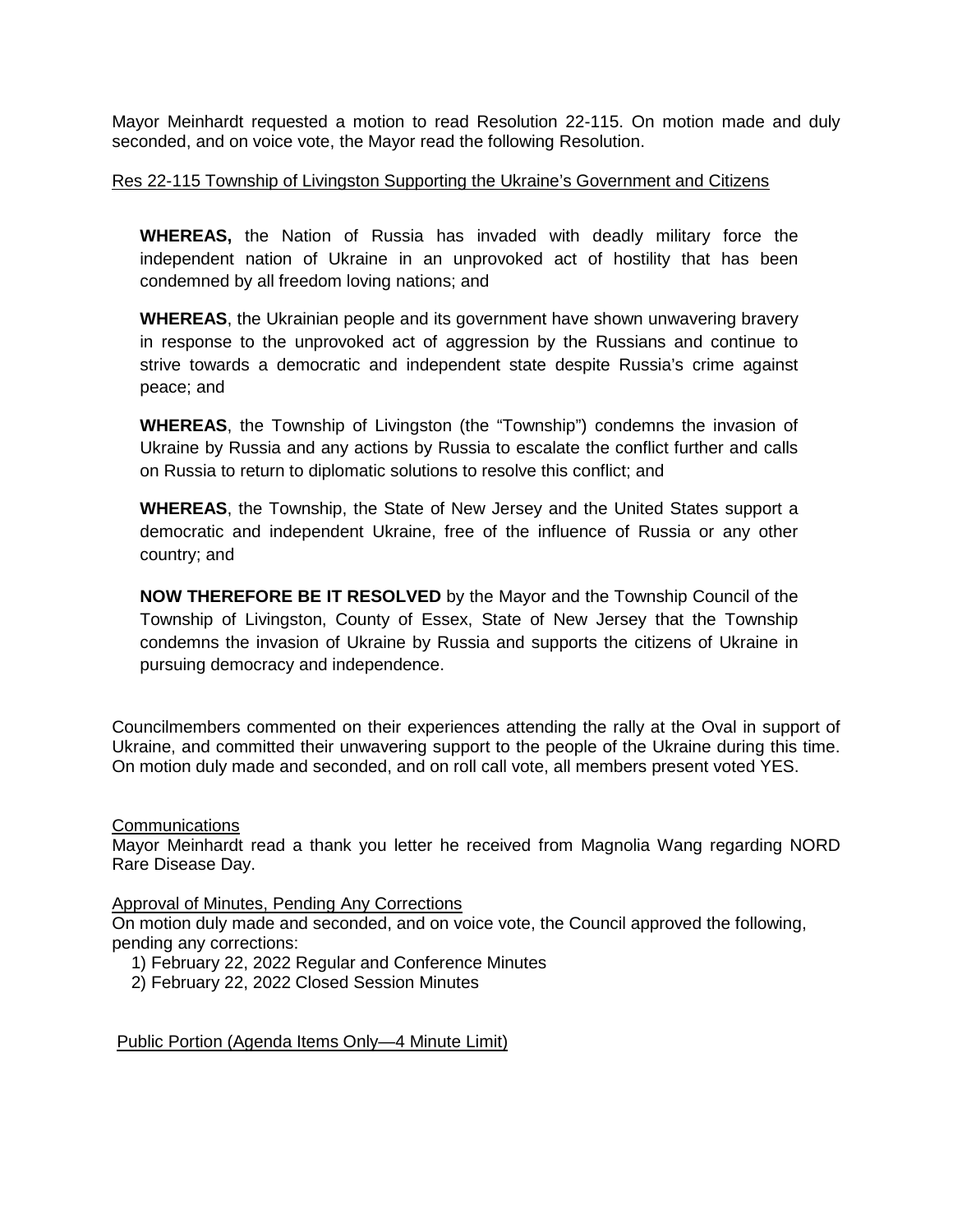Mayor Meinhardt requested a motion to read Resolution 22-115. On motion made and duly seconded, and on voice vote, the Mayor read the following Resolution.

Res 22-115 Township of Livingston Supporting the Ukraine's Government and Citizens

**WHEREAS,** the Nation of Russia has invaded with deadly military force the independent nation of Ukraine in an unprovoked act of hostility that has been condemned by all freedom loving nations; and

**WHEREAS**, the Ukrainian people and its government have shown unwavering bravery in response to the unprovoked act of aggression by the Russians and continue to strive towards a democratic and independent state despite Russia's crime against peace; and

**WHEREAS**, the Township of Livingston (the "Township") condemns the invasion of Ukraine by Russia and any actions by Russia to escalate the conflict further and calls on Russia to return to diplomatic solutions to resolve this conflict; and

**WHEREAS**, the Township, the State of New Jersey and the United States support a democratic and independent Ukraine, free of the influence of Russia or any other country; and

**NOW THEREFORE BE IT RESOLVED** by the Mayor and the Township Council of the Township of Livingston, County of Essex, State of New Jersey that the Township condemns the invasion of Ukraine by Russia and supports the citizens of Ukraine in pursuing democracy and independence.

Councilmembers commented on their experiences attending the rally at the Oval in support of Ukraine, and committed their unwavering support to the people of the Ukraine during this time. On motion duly made and seconded, and on roll call vote, all members present voted YES.

Communications

Mayor Meinhardt read a thank you letter he received from Magnolia Wang regarding NORD Rare Disease Day.

Approval of Minutes, Pending Any Corrections

On motion duly made and seconded, and on voice vote, the Council approved the following, pending any corrections:

1) February 22, 2022 Regular and Conference Minutes
2) February 22, 2022 Closed Session Minutes

Public Portion (Agenda Items Only—4 Minute Limit)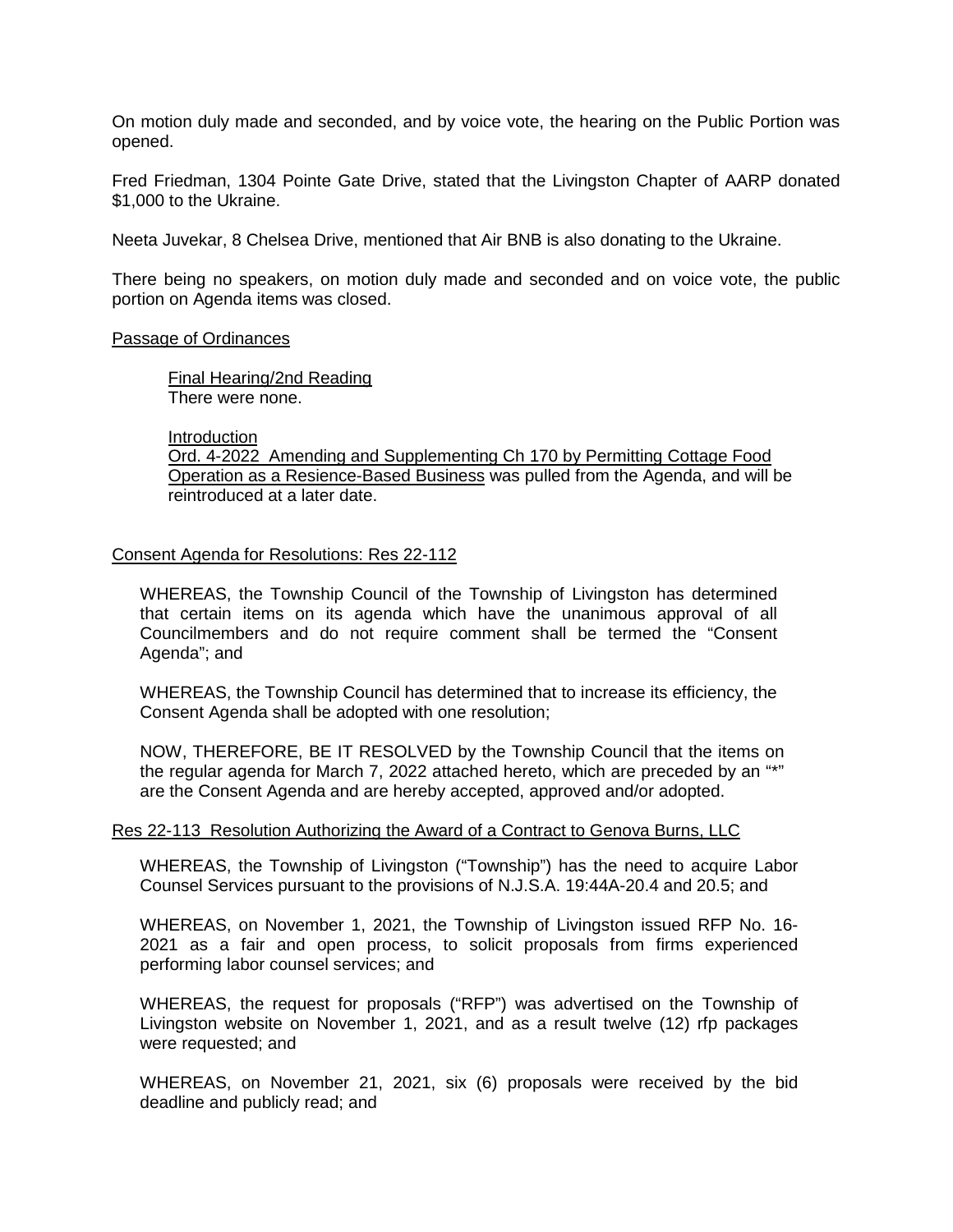On motion duly made and seconded, and by voice vote, the hearing on the Public Portion was opened.

Fred Friedman, 1304 Pointe Gate Drive, stated that the Livingston Chapter of AARP donated $1,000 to the Ukraine.

Neeta Juvekar, 8 Chelsea Drive, mentioned that Air BNB is also donating to the Ukraine.

There being no speakers, on motion duly made and seconded and on voice vote, the public portion on Agenda items was closed.

<u>Passage of Ordinances</u>

> <u>Final Hearing/2nd Reading</u>
> There were none.
>
> <u>Introduction</u>
> <u>Ord. 4-2022 Amending and Supplementing Ch 170 by Permitting Cottage Food Operation as a Resience-Based Business</u> was pulled from the Agenda, and will be reintroduced at a later date.

<u>Consent Agenda for Resolutions: Res 22-112</u>

> WHEREAS, the Township Council of the Township of Livingston has determined that certain items on its agenda which have the unanimous approval of all Councilmembers and do not require comment shall be termed the "Consent Agenda"; and
>
> WHEREAS, the Township Council has determined that to increase its efficiency, the Consent Agenda shall be adopted with one resolution;
>
> NOW, THEREFORE, BE IT RESOLVED by the Township Council that the items on the regular agenda for March 7, 2022 attached hereto, which are preceded by an "*" are the Consent Agenda and are hereby accepted, approved and/or adopted.

<u>Res 22-113 Resolution Authorizing the Award of a Contract to Genova Burns, LLC</u>

> WHEREAS, the Township of Livingston ("Township") has the need to acquire Labor Counsel Services pursuant to the provisions of N.J.S.A. 19:44A-20.4 and 20.5; and
>
> WHEREAS, on November 1, 2021, the Township of Livingston issued RFP No. 16-2021 as a fair and open process, to solicit proposals from firms experienced performing labor counsel services; and
>
> WHEREAS, the request for proposals ("RFP") was advertised on the Township of Livingston website on November 1, 2021, and as a result twelve (12) rfp packages were requested; and
>
> WHEREAS, on November 21, 2021, six (6) proposals were received by the bid deadline and publicly read; and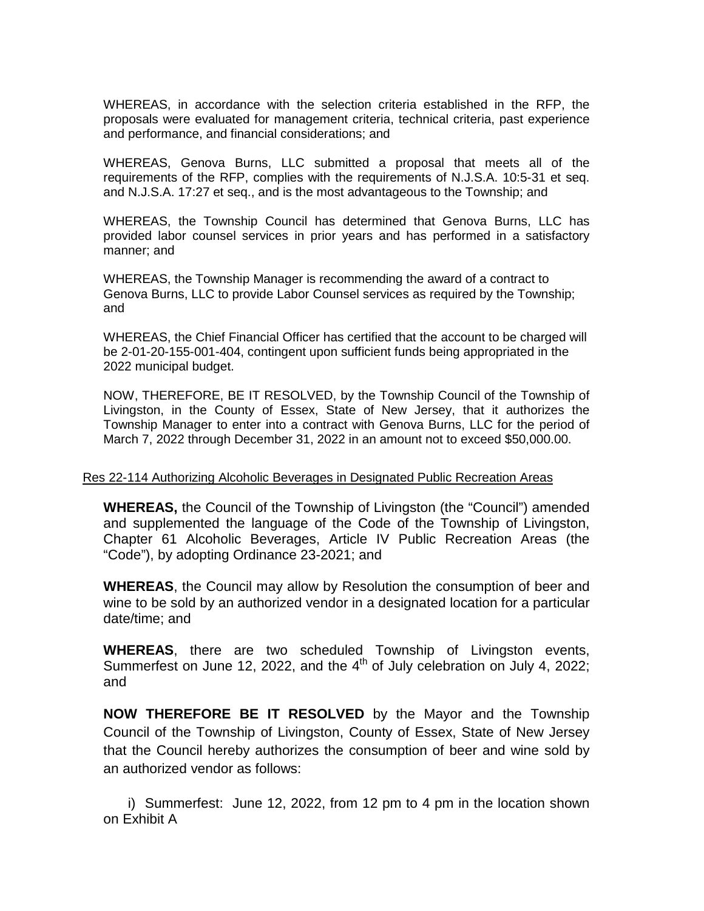WHEREAS, in accordance with the selection criteria established in the RFP, the proposals were evaluated for management criteria, technical criteria, past experience and performance, and financial considerations; and

WHEREAS, Genova Burns, LLC submitted a proposal that meets all of the requirements of the RFP, complies with the requirements of N.J.S.A. 10:5-31 et seq. and N.J.S.A. 17:27 et seq., and is the most advantageous to the Township; and

WHEREAS, the Township Council has determined that Genova Burns, LLC has provided labor counsel services in prior years and has performed in a satisfactory manner; and

WHEREAS, the Township Manager is recommending the award of a contract to Genova Burns, LLC to provide Labor Counsel services as required by the Township; and

WHEREAS, the Chief Financial Officer has certified that the account to be charged will be 2-01-20-155-001-404, contingent upon sufficient funds being appropriated in the 2022 municipal budget.

NOW, THEREFORE, BE IT RESOLVED, by the Township Council of the Township of Livingston, in the County of Essex, State of New Jersey, that it authorizes the Township Manager to enter into a contract with Genova Burns, LLC for the period of March 7, 2022 through December 31, 2022 in an amount not to exceed $50,000.00.

Res 22-114 Authorizing Alcoholic Beverages in Designated Public Recreation Areas

**WHEREAS,** the Council of the Township of Livingston (the "Council") amended and supplemented the language of the Code of the Township of Livingston, Chapter 61 Alcoholic Beverages, Article IV Public Recreation Areas (the "Code"), by adopting Ordinance 23-2021; and

**WHEREAS**, the Council may allow by Resolution the consumption of beer and wine to be sold by an authorized vendor in a designated location for a particular date/time; and

**WHEREAS**, there are two scheduled Township of Livingston events, Summerfest on June 12, 2022, and the 4th of July celebration on July 4, 2022; and

**NOW THEREFORE BE IT RESOLVED** by the Mayor and the Township Council of the Township of Livingston, County of Essex, State of New Jersey that the Council hereby authorizes the consumption of beer and wine sold by an authorized vendor as follows:

i) Summerfest: June 12, 2022, from 12 pm to 4 pm in the location shown on Exhibit A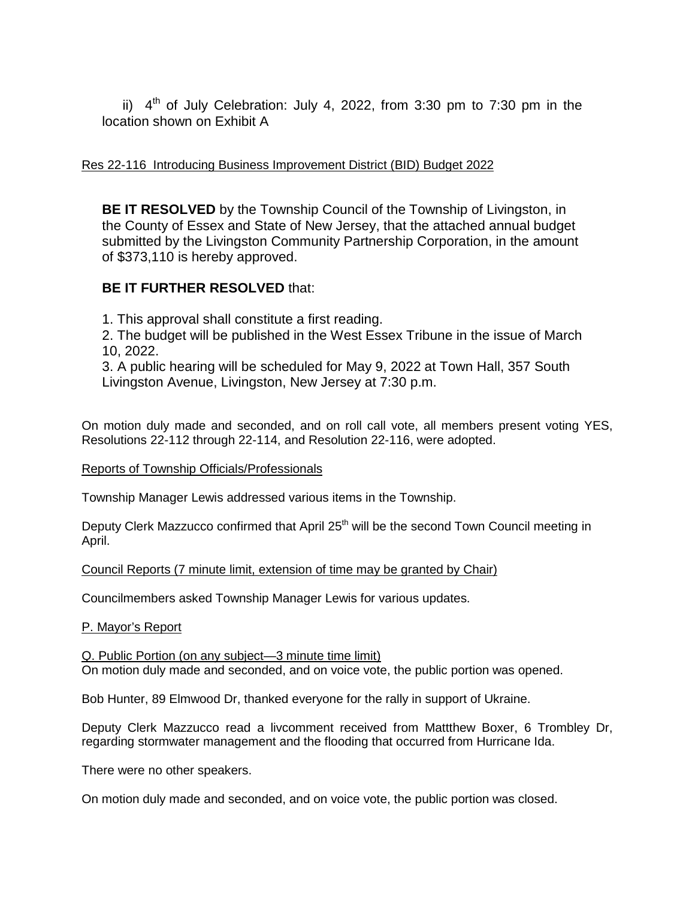ii) 4th of July Celebration: July 4, 2022, from 3:30 pm to 7:30 pm in the location shown on Exhibit A

Res 22-116 Introducing Business Improvement District (BID) Budget 2022

**BE IT RESOLVED** by the Township Council of the Township of Livingston, in the County of Essex and State of New Jersey, that the attached annual budget submitted by the Livingston Community Partnership Corporation, in the amount of $373,110 is hereby approved.

**BE IT FURTHER RESOLVED** that:

1. This approval shall constitute a first reading.
2. The budget will be published in the West Essex Tribune in the issue of March 10, 2022.
3. A public hearing will be scheduled for May 9, 2022 at Town Hall, 357 South Livingston Avenue, Livingston, New Jersey at 7:30 p.m.

On motion duly made and seconded, and on roll call vote, all members present voting YES, Resolutions 22-112 through 22-114, and Resolution 22-116, were adopted.

Reports of Township Officials/Professionals

Township Manager Lewis addressed various items in the Township.

Deputy Clerk Mazzucco confirmed that April 25th will be the second Town Council meeting in April.

Council Reports (7 minute limit, extension of time may be granted by Chair)

Councilmembers asked Township Manager Lewis for various updates.

P. Mayor's Report

Q. Public Portion (on any subject—3 minute time limit)

On motion duly made and seconded, and on voice vote, the public portion was opened.

Bob Hunter, 89 Elmwood Dr, thanked everyone for the rally in support of Ukraine.

Deputy Clerk Mazzucco read a livcomment received from Mattthew Boxer, 6 Trombley Dr, regarding stormwater management and the flooding that occurred from Hurricane Ida.

There were no other speakers.

On motion duly made and seconded, and on voice vote, the public portion was closed.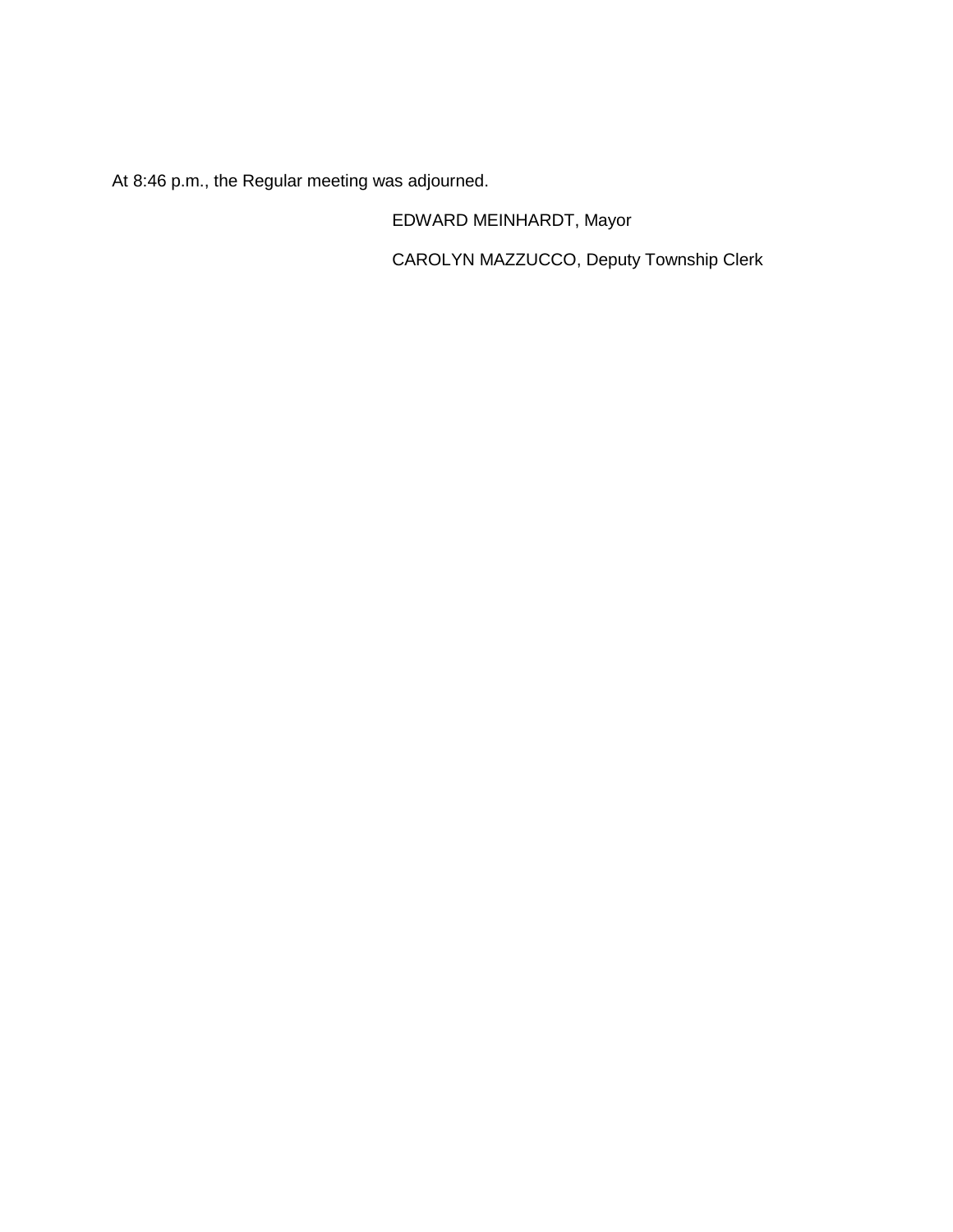At 8:46 p.m., the Regular meeting was adjourned.

EDWARD MEINHARDT, Mayor

CAROLYN MAZZUCCO, Deputy Township Clerk